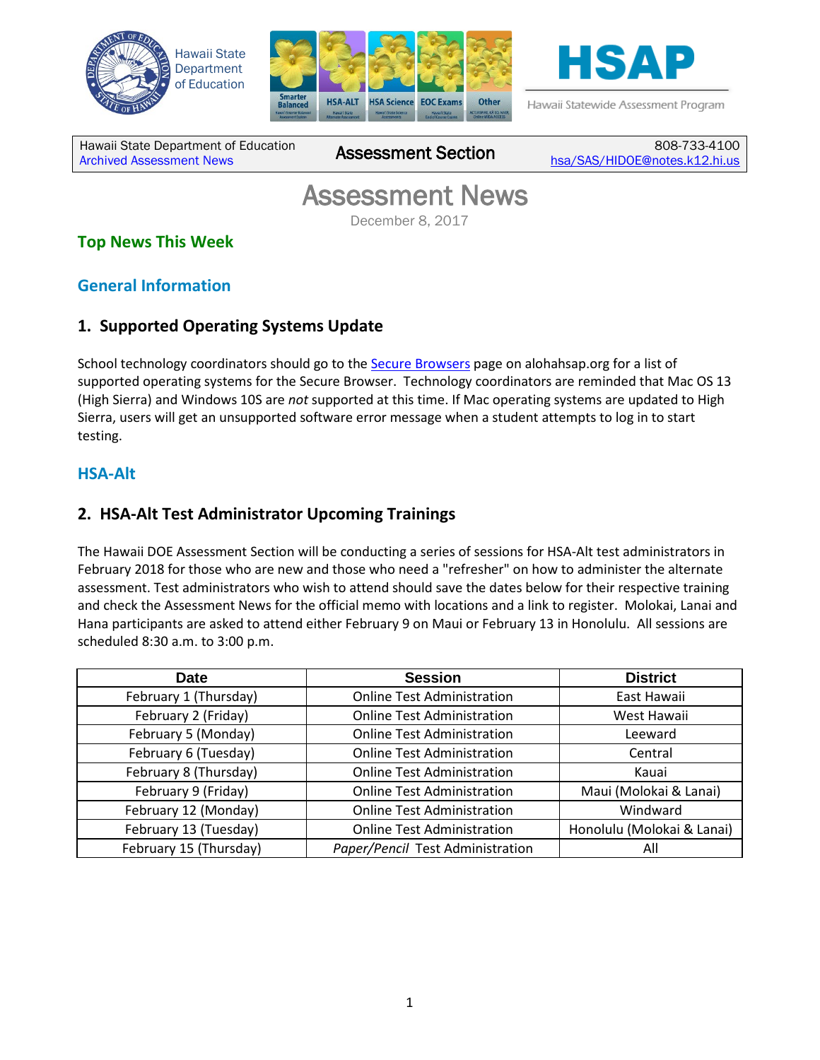Hawaii State Department of Education

HSAP

Hawaii Statewide Assessment Program

| Hawaii State Department of Education<br>Archived Assessment News | Assessment Section | 808-733-4100<br>hsa/SAS/HIDOE@notes.k12.hi.us |
|---|---|---|

# Assessment News

December 8, 2017

## Top News This Week

## General Information

### 1. Supported Operating Systems Update

School technology coordinators should go to the Secure Browsers page on alohahsap.org for a list of supported operating systems for the Secure Browser. Technology coordinators are reminded that Mac OS 13 (High Sierra) and Windows 10S are *not* supported at this time. If Mac operating systems are updated to High Sierra, users will get an unsupported software error message when a student attempts to log in to start testing.

## HSA-Alt

### 2. HSA-Alt Test Administrator Upcoming Trainings

The Hawaii DOE Assessment Section will be conducting a series of sessions for HSA-Alt test administrators in February 2018 for those who are new and those who need a "refresher" on how to administer the alternate assessment. Test administrators who wish to attend should save the dates below for their respective training and check the Assessment News for the official memo with locations and a link to register. Molokai, Lanai and Hana participants are asked to attend either February 9 on Maui or February 13 in Honolulu. All sessions are scheduled 8:30 a.m. to 3:00 p.m.

| Date | Session | District |
|---|---|---|
| February 1 (Thursday) | Online Test Administration | East Hawaii |
| February 2 (Friday) | Online Test Administration | West Hawaii |
| February 5 (Monday) | Online Test Administration | Leeward |
| February 6 (Tuesday) | Online Test Administration | Central |
| February 8 (Thursday) | Online Test Administration | Kauai |
| February 9 (Friday) | Online Test Administration | Maui (Molokai & Lanai) |
| February 12 (Monday) | Online Test Administration | Windward |
| February 13 (Tuesday) | Online Test Administration | Honolulu (Molokai & Lanai) |
| February 15 (Thursday) | *Paper/Pencil* Test Administration | All |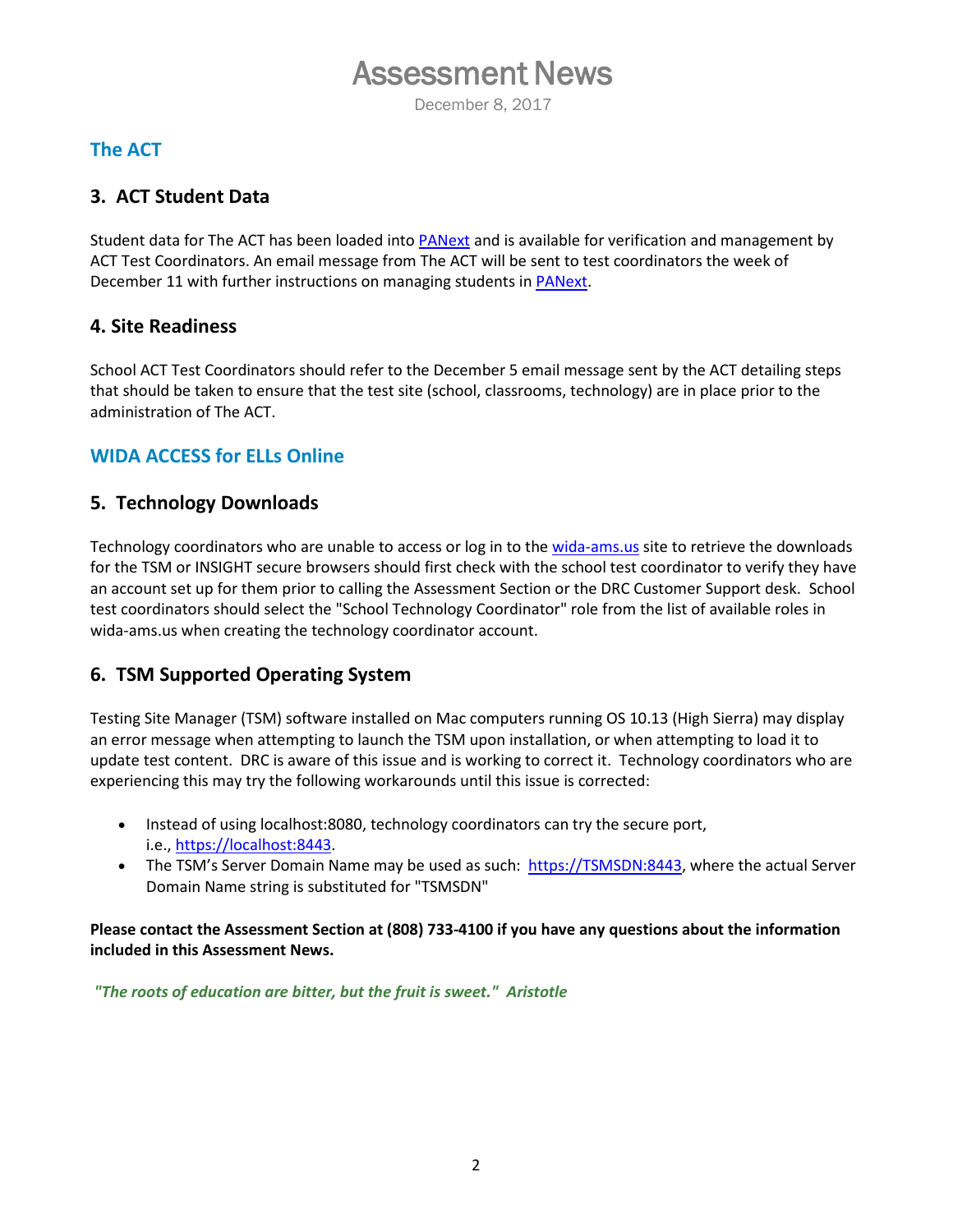# Assessment News

December 8, 2017

## The ACT

### 3. ACT Student Data

Student data for The ACT has been loaded into PANext and is available for verification and management by ACT Test Coordinators. An email message from The ACT will be sent to test coordinators the week of December 11 with further instructions on managing students in PANext.

### 4. Site Readiness

School ACT Test Coordinators should refer to the December 5 email message sent by the ACT detailing steps that should be taken to ensure that the test site (school, classrooms, technology) are in place prior to the administration of The ACT.

## WIDA ACCESS for ELLs Online

### 5. Technology Downloads

Technology coordinators who are unable to access or log in to the wida-ams.us site to retrieve the downloads for the TSM or INSIGHT secure browsers should first check with the school test coordinator to verify they have an account set up for them prior to calling the Assessment Section or the DRC Customer Support desk. School test coordinators should select the "School Technology Coordinator" role from the list of available roles in wida-ams.us when creating the technology coordinator account.

### 6. TSM Supported Operating System

Testing Site Manager (TSM) software installed on Mac computers running OS 10.13 (High Sierra) may display an error message when attempting to launch the TSM upon installation, or when attempting to load it to update test content. DRC is aware of this issue and is working to correct it. Technology coordinators who are experiencing this may try the following workarounds until this issue is corrected:

- Instead of using localhost:8080, technology coordinators can try the secure port, i.e., https://localhost:8443.
- The TSM's Server Domain Name may be used as such: https://TSMSDN:8443, where the actual Server Domain Name string is substituted for "TSMSDN"

**Please contact the Assessment Section at (808) 733-4100 if you have any questions about the information included in this Assessment News.**

***"The roots of education are bitter, but the fruit is sweet." Aristotle***